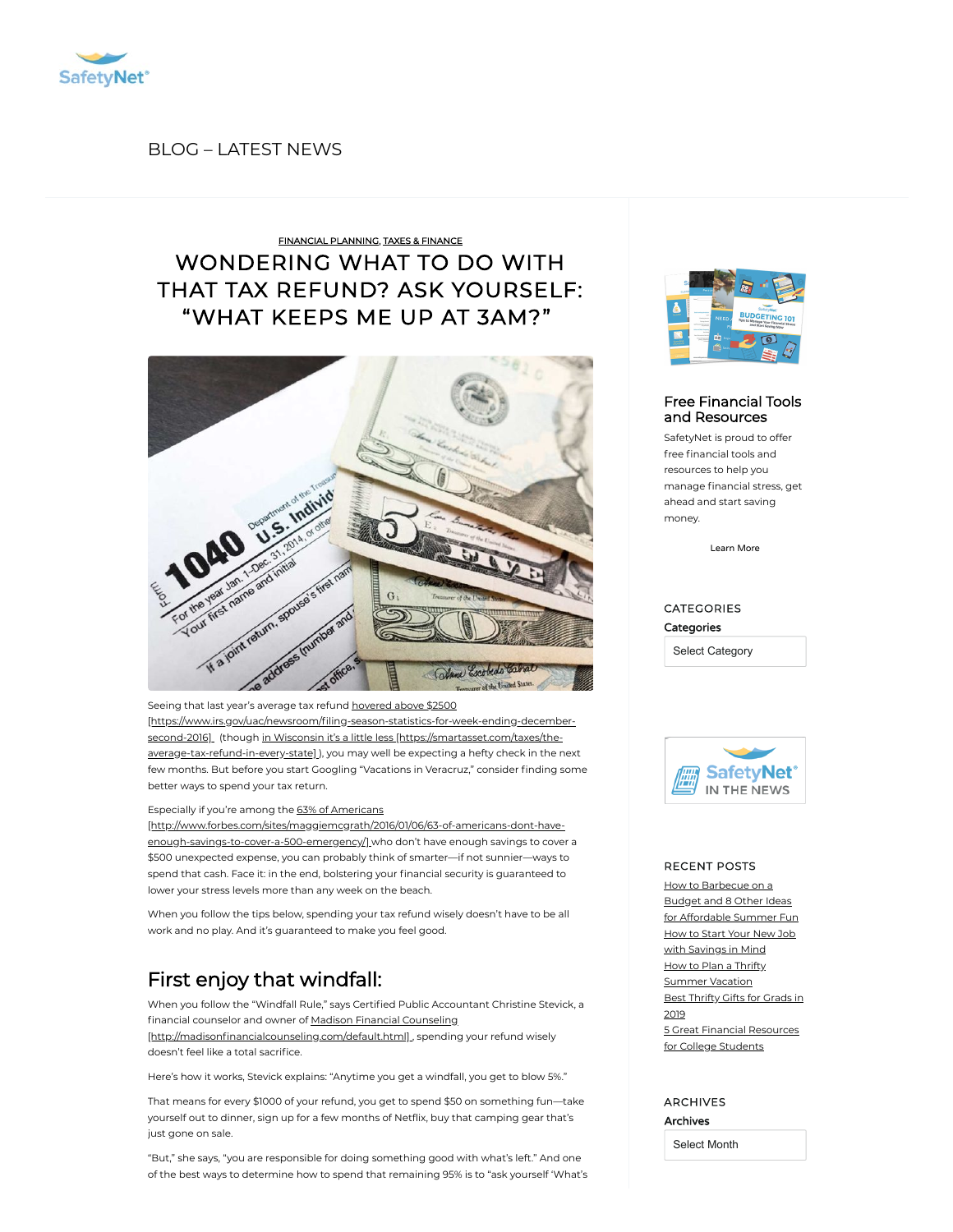SafetyNet®

BLOG – LATEST NEWS

FINANCIAL PLANNING, TAXES & FINANCE

# WONDERING WHAT TO DO WITH THAT TAX REFUND? ASK YOURSELF: “WHAT KEEPS ME UP AT 3AM?”

Seeing that last year’s average tax refund hovered above $2500 [https://www.irs.gov/uac/newsroom/filing-season-statistics-for-week-ending-december-second-2016] (though in Wisconsin it’s a little less [https://smartasset.com/taxes/the-average-tax-refund-in-every-state] ), you may well be expecting a hefty check in the next few months. But before you start Googling “Vacations in Veracruz,” consider finding some better ways to spend your tax return.

Especially if you’re among the 63% of Americans [http://www.forbes.com/sites/maggiemcgrath/2016/01/06/63-of-americans-dont-have-enough-savings-to-cover-a-500-emergency/] who don’t have enough savings to cover a $500 unexpected expense, you can probably think of smarter—if not sunnier—ways to spend that cash. Face it: in the end, bolstering your financial security is guaranteed to lower your stress levels more than any week on the beach.

When you follow the tips below, spending your tax refund wisely doesn’t have to be all work and no play. And it’s guaranteed to make you feel good.

## First enjoy that windfall:

When you follow the “Windfall Rule,” says Certified Public Accountant Christine Stevick, a financial counselor and owner of Madison Financial Counseling [http://madisonfinancialcounseling.com/default.html] , spending your refund wisely doesn’t feel like a total sacrifice.

Here’s how it works, Stevick explains: “Anytime you get a windfall, you get to blow 5%.”

That means for every $1000 of your refund, you get to spend $50 on something fun—take yourself out to dinner, sign up for a few months of Netflix, buy that camping gear that’s just gone on sale.

“But,” she says, “you are responsible for doing something good with what’s left.” And one of the best ways to determine how to spend that remaining 95% is to “ask yourself ‘What’s

### Free Financial Tools and Resources

SafetyNet is proud to offer free financial tools and resources to help you manage financial stress, get ahead and start saving money.

Learn More

CATEGORIES

Categories

Select Category

SafetyNet® IN THE NEWS

RECENT POSTS

- How to Barbecue on a Budget and 8 Other Ideas for Affordable Summer Fun
- How to Start Your New Job with Savings in Mind
- How to Plan a Thrifty Summer Vacation
- Best Thrifty Gifts for Grads in 2019
- 5 Great Financial Resources for College Students

ARCHIVES

Archives

Select Month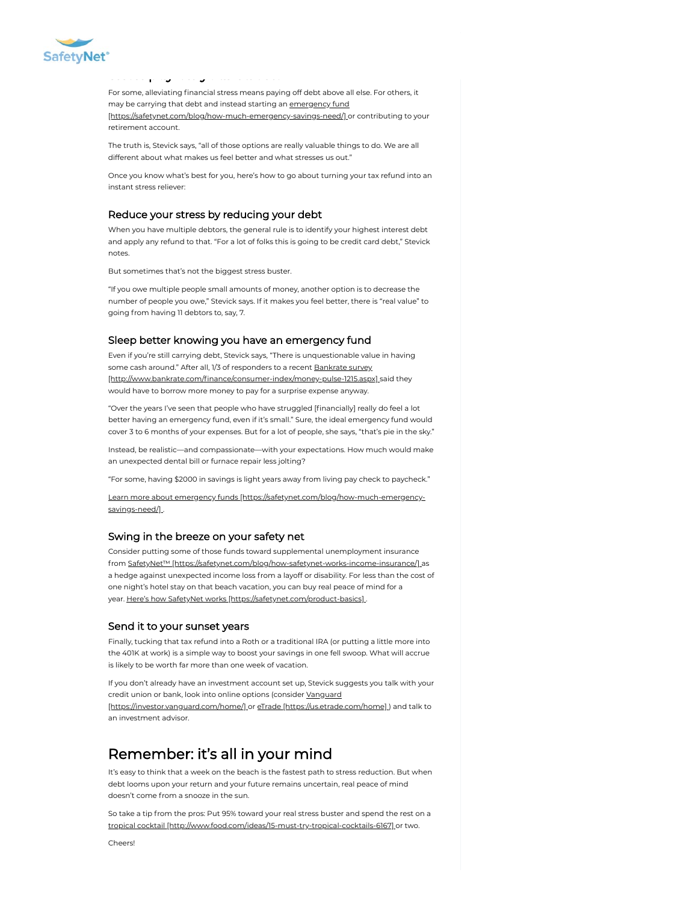For some, alleviating financial stress means paying off debt above all else. For others, it may be carrying that debt and instead starting an emergency fund [https://safetynet.com/blog/how-much-emergency-savings-need/] or contributing to your retirement account.

The truth is, Stevick says, "all of those options are really valuable things to do. We are all different about what makes us feel better and what stresses us out."

Once you know what's best for you, here's how to go about turning your tax refund into an instant stress reliever:

### Reduce your stress by reducing your debt

When you have multiple debtors, the general rule is to identify your highest interest debt and apply any refund to that. "For a lot of folks this is going to be credit card debt," Stevick notes.

But sometimes that's not the biggest stress buster.

"If you owe multiple people small amounts of money, another option is to decrease the number of people you owe," Stevick says. If it makes you feel better, there is "real value" to going from having 11 debtors to, say, 7.

### Sleep better knowing you have an emergency fund

Even if you're still carrying debt, Stevick says, "There is unquestionable value in having some cash around." After all, 1/3 of responders to a recent Bankrate survey [http://www.bankrate.com/finance/consumer-index/money-pulse-1215.aspx] said they would have to borrow more money to pay for a surprise expense anyway.

"Over the years I've seen that people who have struggled [financially] really do feel a lot better having an emergency fund, even if it's small." Sure, the ideal emergency fund would cover 3 to 6 months of your expenses. But for a lot of people, she says, "that's pie in the sky."

Instead, be realistic—and compassionate—with your expectations. How much would make an unexpected dental bill or furnace repair less jolting?

"For some, having $2000 in savings is light years away from living pay check to paycheck."

Learn more about emergency funds [https://safetynet.com/blog/how-much-emergency-savings-need/] .

### Swing in the breeze on your safety net

Consider putting some of those funds toward supplemental unemployment insurance from SafetyNet™ [https://safetynet.com/blog/how-safetynet-works-income-insurance/] as a hedge against unexpected income loss from a layoff or disability. For less than the cost of one night's hotel stay on that beach vacation, you can buy real peace of mind for a year. Here's how SafetyNet works [https://safetynet.com/product-basics] .

### Send it to your sunset years

Finally, tucking that tax refund into a Roth or a traditional IRA (or putting a little more into the 401K at work) is a simple way to boost your savings in one fell swoop. What will accrue is likely to be worth far more than one week of vacation.

If you don't already have an investment account set up, Stevick suggests you talk with your credit union or bank, look into online options (consider Vanguard [https://investor.vanguard.com/home/] or eTrade [https://us.etrade.com/home] ) and talk to an investment advisor.

## Remember: it's all in your mind

It's easy to think that a week on the beach is the fastest path to stress reduction. But when debt looms upon your return and your future remains uncertain, real peace of mind doesn't come from a snooze in the sun.

So take a tip from the pros: Put 95% toward your real stress buster and spend the rest on a tropical cocktail [http://www.food.com/ideas/15-must-try-tropical-cocktails-6167] or two.

Cheers!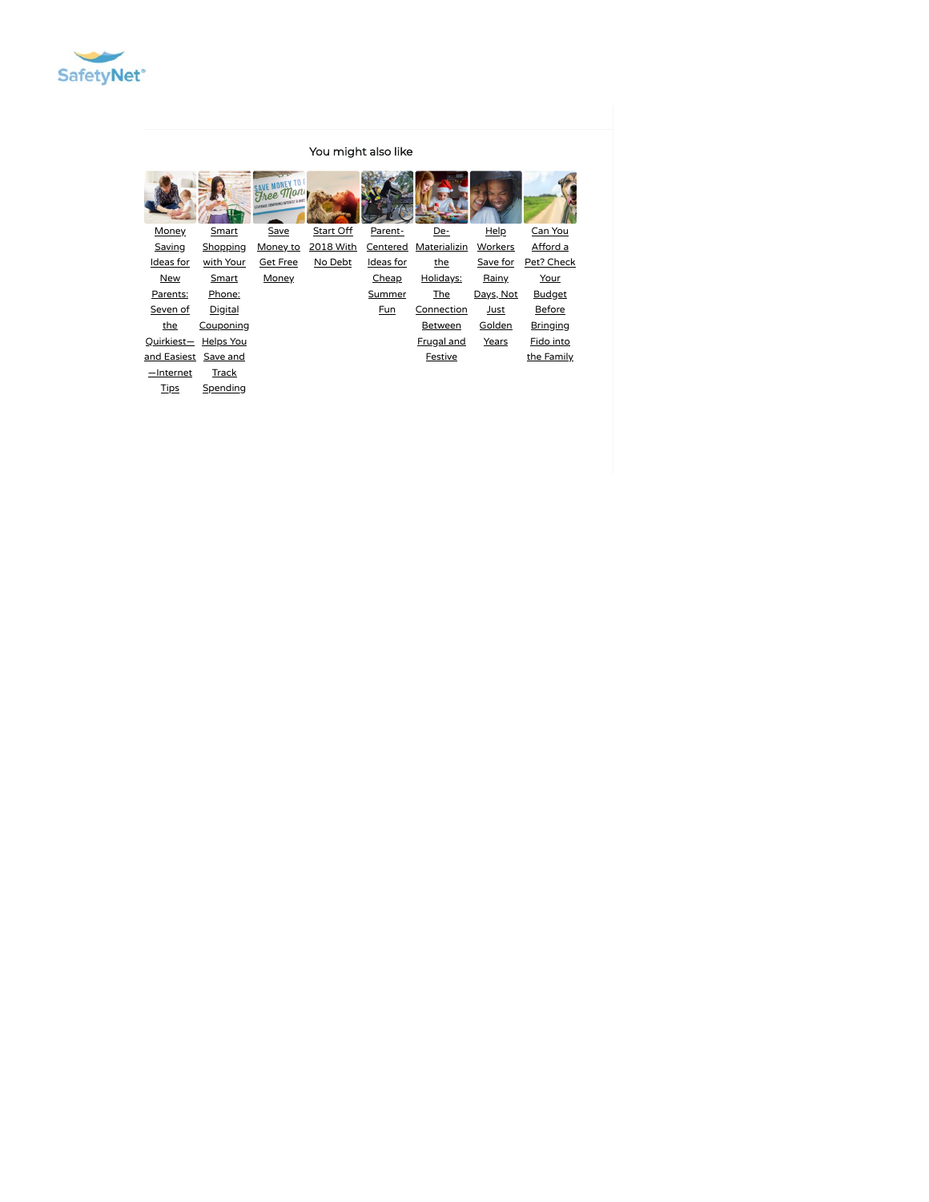SafetyNet®

You might also like

- Money Saving Ideas for New Parents: Seven of the Quirkiest—and Easiest—Internet Tips
- Smart Shopping with Your Smart Phone: Digital Couponing Helps You Save and Track Spending
- Save Money to Get Free Money
- Start Off 2018 With No Debt
- Parent-Centered Ideas for Cheap Summer Fun
- De-Materializin the Holidays: The Connection Between Frugal and Festive
- Help Workers Save for Rainy Days, Not Just Golden Years
- Can You Afford a Pet? Check Your Budget Before Bringing Fido into the Family